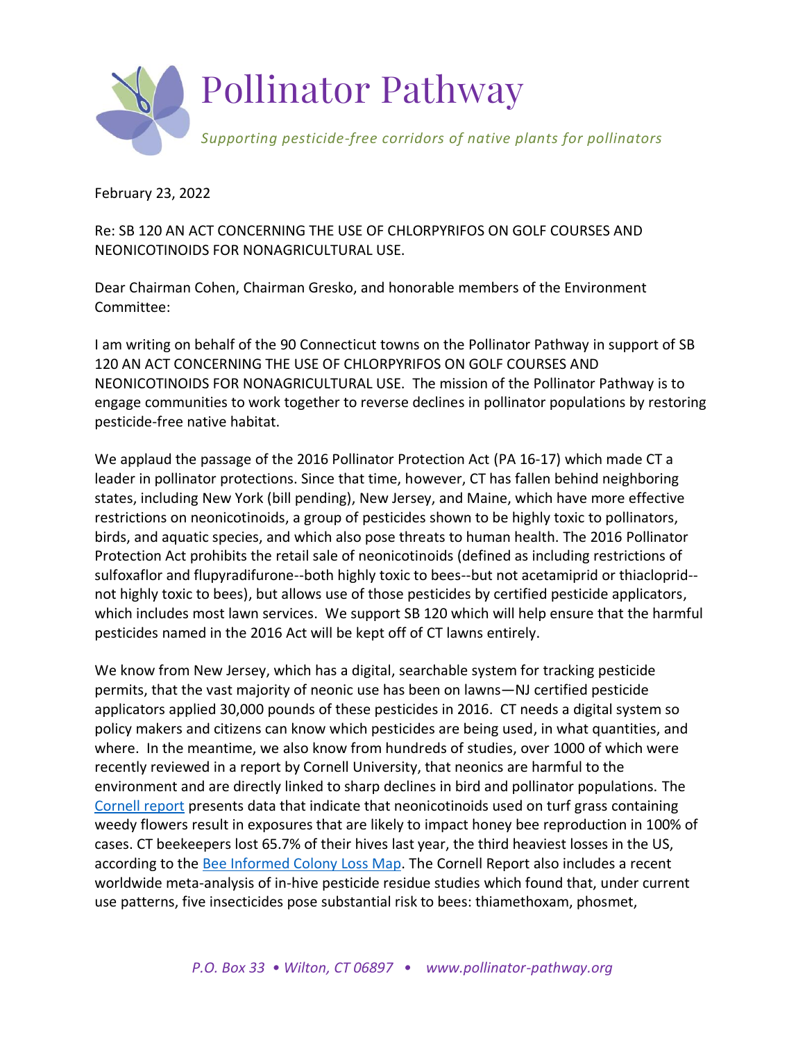# Pollinator Pathway

*Supporting pesticide-free corridors of native plants for pollinators*

February 23, 2022

Re: SB 120 AN ACT CONCERNING THE USE OF CHLORPYRIFOS ON GOLF COURSES AND NEONICOTINOIDS FOR NONAGRICULTURAL USE.

Dear Chairman Cohen, Chairman Gresko, and honorable members of the Environment Committee:

I am writing on behalf of the 90 Connecticut towns on the Pollinator Pathway in support of SB 120 AN ACT CONCERNING THE USE OF CHLORPYRIFOS ON GOLF COURSES AND NEONICOTINOIDS FOR NONAGRICULTURAL USE. The mission of the Pollinator Pathway is to engage communities to work together to reverse declines in pollinator populations by restoring pesticide-free native habitat.

We applaud the passage of the 2016 Pollinator Protection Act (PA 16-17) which made CT a leader in pollinator protections. Since that time, however, CT has fallen behind neighboring states, including New York (bill pending), New Jersey, and Maine, which have more effective restrictions on neonicotinoids, a group of pesticides shown to be highly toxic to pollinators, birds, and aquatic species, and which also pose threats to human health. The 2016 Pollinator Protection Act prohibits the retail sale of neonicotinoids (defined as including restrictions of sulfoxaflor and flupyradifurone--both highly toxic to bees--but not acetamiprid or thiacloprid--not highly toxic to bees), but allows use of those pesticides by certified pesticide applicators, which includes most lawn services. We support SB 120 which will help ensure that the harmful pesticides named in the 2016 Act will be kept off of CT lawns entirely.

We know from New Jersey, which has a digital, searchable system for tracking pesticide permits, that the vast majority of neonic use has been on lawns—NJ certified pesticide applicators applied 30,000 pounds of these pesticides in 2016. CT needs a digital system so policy makers and citizens can know which pesticides are being used, in what quantities, and where. In the meantime, we also know from hundreds of studies, over 1000 of which were recently reviewed in a report by Cornell University, that neonics are harmful to the environment and are directly linked to sharp declines in bird and pollinator populations. The Cornell report presents data that indicate that neonicotinoids used on turf grass containing weedy flowers result in exposures that are likely to impact honey bee reproduction in 100% of cases. CT beekeepers lost 65.7% of their hives last year, the third heaviest losses in the US, according to the Bee Informed Colony Loss Map. The Cornell Report also includes a recent worldwide meta-analysis of in-hive pesticide residue studies which found that, under current use patterns, five insecticides pose substantial risk to bees: thiamethoxam, phosmet,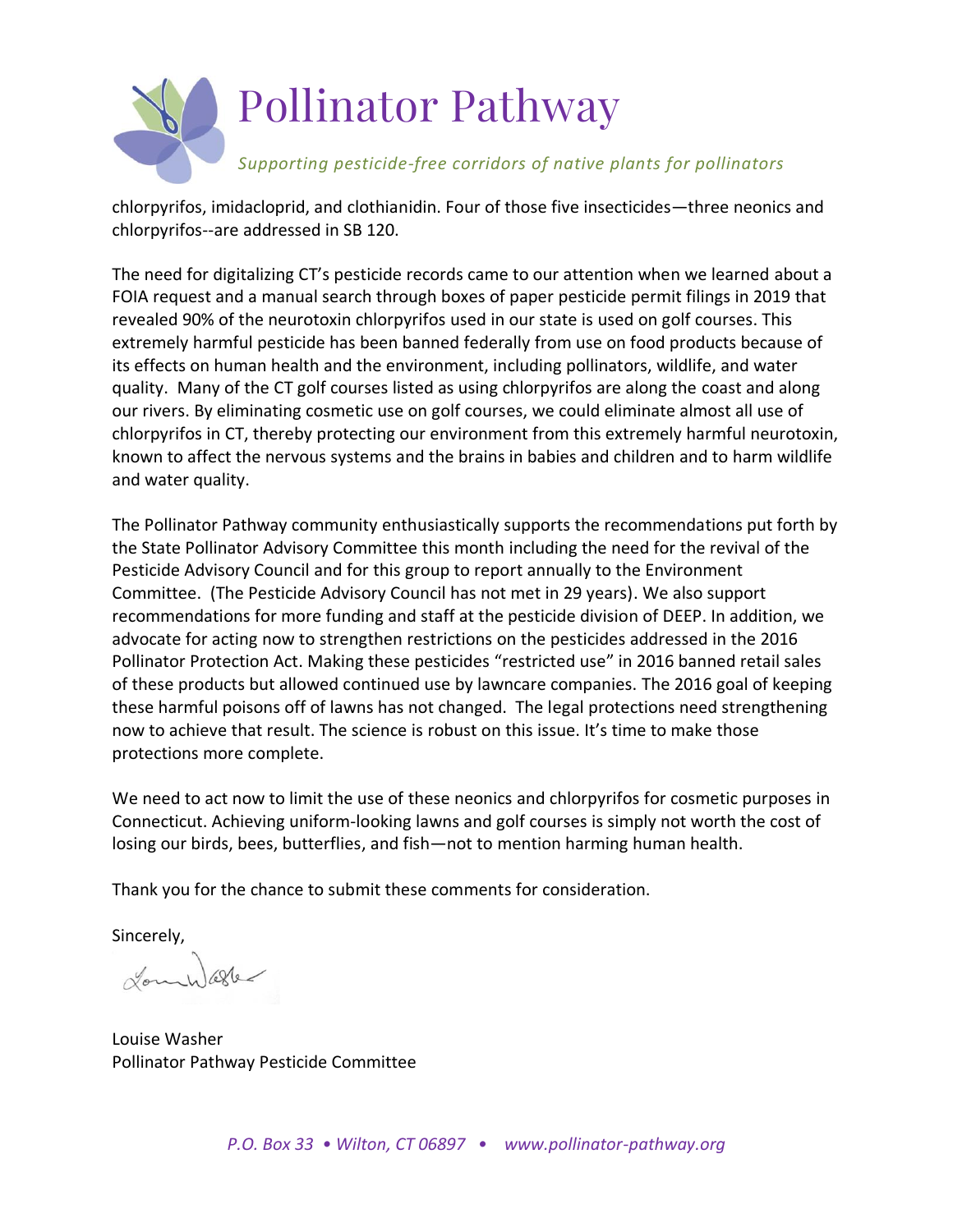chlorpyrifos, imidacloprid, and clothianidin. Four of those five insecticides—three neonics and chlorpyrifos--are addressed in SB 120.

The need for digitalizing CT's pesticide records came to our attention when we learned about a FOIA request and a manual search through boxes of paper pesticide permit filings in 2019 that revealed 90% of the neurotoxin chlorpyrifos used in our state is used on golf courses. This extremely harmful pesticide has been banned federally from use on food products because of its effects on human health and the environment, including pollinators, wildlife, and water quality. Many of the CT golf courses listed as using chlorpyrifos are along the coast and along our rivers. By eliminating cosmetic use on golf courses, we could eliminate almost all use of chlorpyrifos in CT, thereby protecting our environment from this extremely harmful neurotoxin, known to affect the nervous systems and the brains in babies and children and to harm wildlife and water quality.

The Pollinator Pathway community enthusiastically supports the recommendations put forth by the State Pollinator Advisory Committee this month including the need for the revival of the Pesticide Advisory Council and for this group to report annually to the Environment Committee. (The Pesticide Advisory Council has not met in 29 years). We also support recommendations for more funding and staff at the pesticide division of DEEP. In addition, we advocate for acting now to strengthen restrictions on the pesticides addressed in the 2016 Pollinator Protection Act. Making these pesticides "restricted use" in 2016 banned retail sales of these products but allowed continued use by lawncare companies. The 2016 goal of keeping these harmful poisons off of lawns has not changed. The legal protections need strengthening now to achieve that result. The science is robust on this issue. It's time to make those protections more complete.

We need to act now to limit the use of these neonics and chlorpyrifos for cosmetic purposes in Connecticut. Achieving uniform-looking lawns and golf courses is simply not worth the cost of losing our birds, bees, butterflies, and fish—not to mention harming human health.

Thank you for the chance to submit these comments for consideration.

Sincerely,

Louise Washer
Pollinator Pathway Pesticide Committee